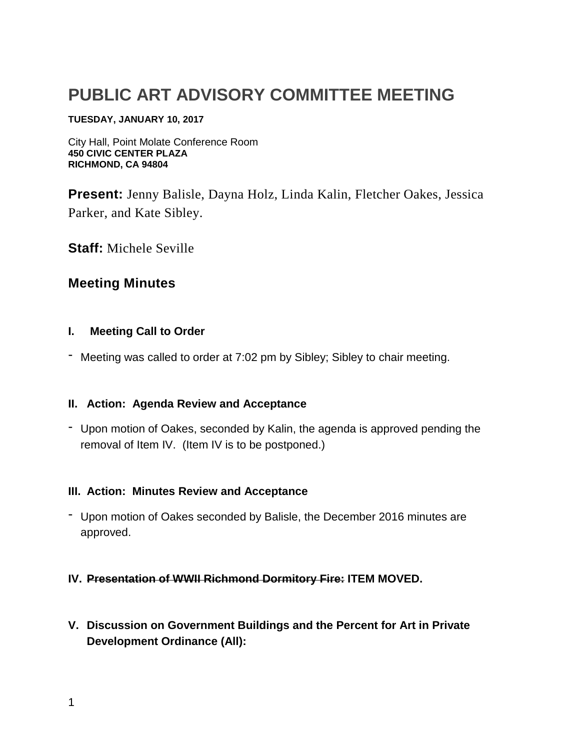# PUBLIC ART ADVISORY COMMITTEE MEETING

**TUESDAY, JANUARY 10, 2017**

City Hall, Point Molate Conference Room
**450 CIVIC CENTER PLAZA**
**RICHMOND, CA 94804**

**Present:** Jenny Balisle, Dayna Holz, Linda Kalin, Fletcher Oakes, Jessica Parker, and Kate Sibley.

**Staff:** Michele Seville

## Meeting Minutes

**I. Meeting Call to Order**

- Meeting was called to order at 7:02 pm by Sibley; Sibley to chair meeting.

**II. Action: Agenda Review and Acceptance**

- Upon motion of Oakes, seconded by Kalin, the agenda is approved pending the removal of Item IV. (Item IV is to be postponed.)

**III. Action: Minutes Review and Acceptance**

- Upon motion of Oakes seconded by Balisle, the December 2016 minutes are approved.

**IV. ~~Presentation of WWII Richmond Dormitory Fire:~~ ITEM MOVED.**

**V. Discussion on Government Buildings and the Percent for Art in Private Development Ordinance (All):**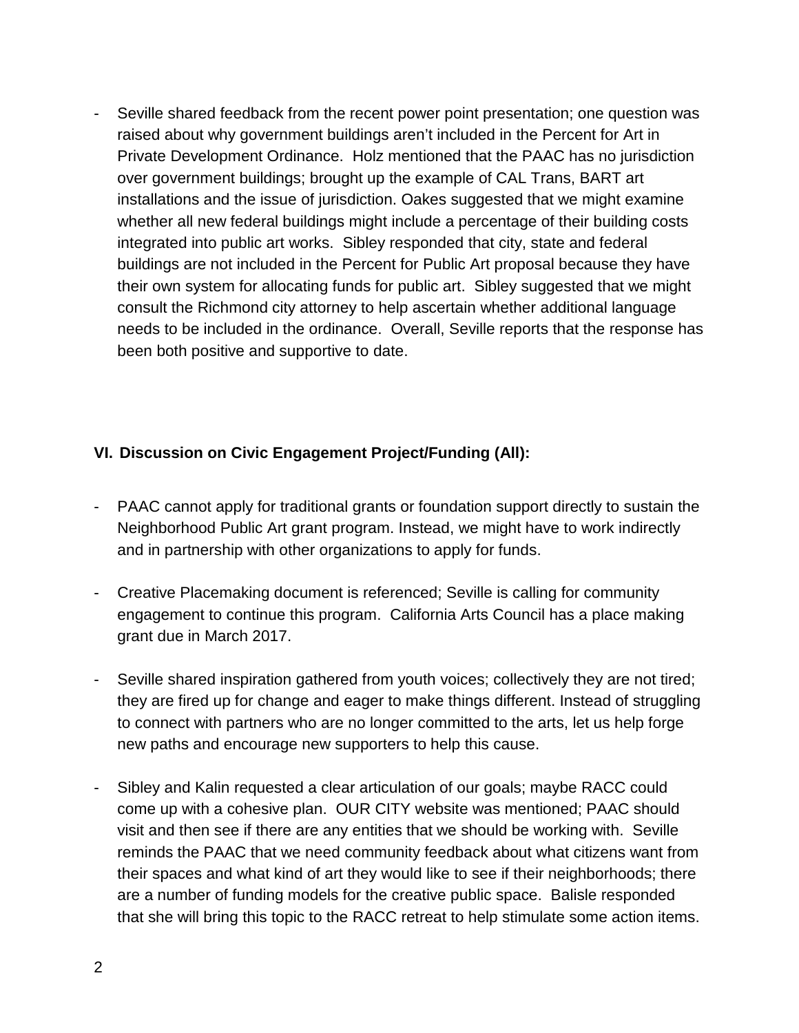- Seville shared feedback from the recent power point presentation; one question was raised about why government buildings aren't included in the Percent for Art in Private Development Ordinance. Holz mentioned that the PAAC has no jurisdiction over government buildings; brought up the example of CAL Trans, BART art installations and the issue of jurisdiction. Oakes suggested that we might examine whether all new federal buildings might include a percentage of their building costs integrated into public art works. Sibley responded that city, state and federal buildings are not included in the Percent for Public Art proposal because they have their own system for allocating funds for public art. Sibley suggested that we might consult the Richmond city attorney to help ascertain whether additional language needs to be included in the ordinance. Overall, Seville reports that the response has been both positive and supportive to date.

### VI. Discussion on Civic Engagement Project/Funding (All):

- PAAC cannot apply for traditional grants or foundation support directly to sustain the Neighborhood Public Art grant program. Instead, we might have to work indirectly and in partnership with other organizations to apply for funds.

- Creative Placemaking document is referenced; Seville is calling for community engagement to continue this program. California Arts Council has a place making grant due in March 2017.

- Seville shared inspiration gathered from youth voices; collectively they are not tired; they are fired up for change and eager to make things different. Instead of struggling to connect with partners who are no longer committed to the arts, let us help forge new paths and encourage new supporters to help this cause.

- Sibley and Kalin requested a clear articulation of our goals; maybe RACC could come up with a cohesive plan. OUR CITY website was mentioned; PAAC should visit and then see if there are any entities that we should be working with. Seville reminds the PAAC that we need community feedback about what citizens want from their spaces and what kind of art they would like to see if their neighborhoods; there are a number of funding models for the creative public space. Balisle responded that she will bring this topic to the RACC retreat to help stimulate some action items.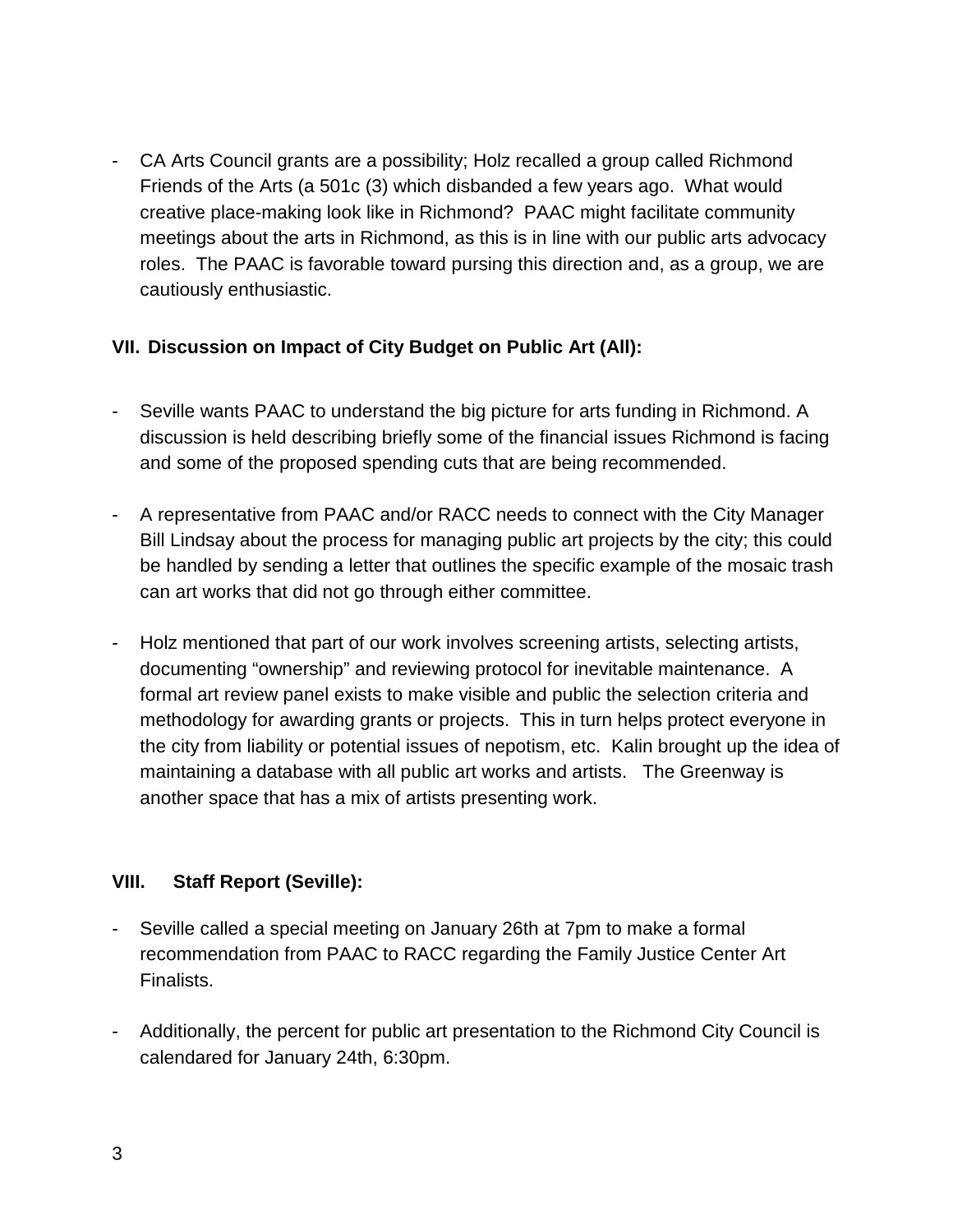- CA Arts Council grants are a possibility; Holz recalled a group called Richmond Friends of the Arts (a 501c (3) which disbanded a few years ago. What would creative place-making look like in Richmond? PAAC might facilitate community meetings about the arts in Richmond, as this is in line with our public arts advocacy roles. The PAAC is favorable toward pursing this direction and, as a group, we are cautiously enthusiastic.

**VII. Discussion on Impact of City Budget on Public Art (All):**

- Seville wants PAAC to understand the big picture for arts funding in Richmond. A discussion is held describing briefly some of the financial issues Richmond is facing and some of the proposed spending cuts that are being recommended.

- A representative from PAAC and/or RACC needs to connect with the City Manager Bill Lindsay about the process for managing public art projects by the city; this could be handled by sending a letter that outlines the specific example of the mosaic trash can art works that did not go through either committee.

- Holz mentioned that part of our work involves screening artists, selecting artists, documenting "ownership" and reviewing protocol for inevitable maintenance. A formal art review panel exists to make visible and public the selection criteria and methodology for awarding grants or projects. This in turn helps protect everyone in the city from liability or potential issues of nepotism, etc. Kalin brought up the idea of maintaining a database with all public art works and artists. The Greenway is another space that has a mix of artists presenting work.

**VIII. Staff Report (Seville):**

- Seville called a special meeting on January 26th at 7pm to make a formal recommendation from PAAC to RACC regarding the Family Justice Center Art Finalists.

- Additionally, the percent for public art presentation to the Richmond City Council is calendared for January 24th, 6:30pm.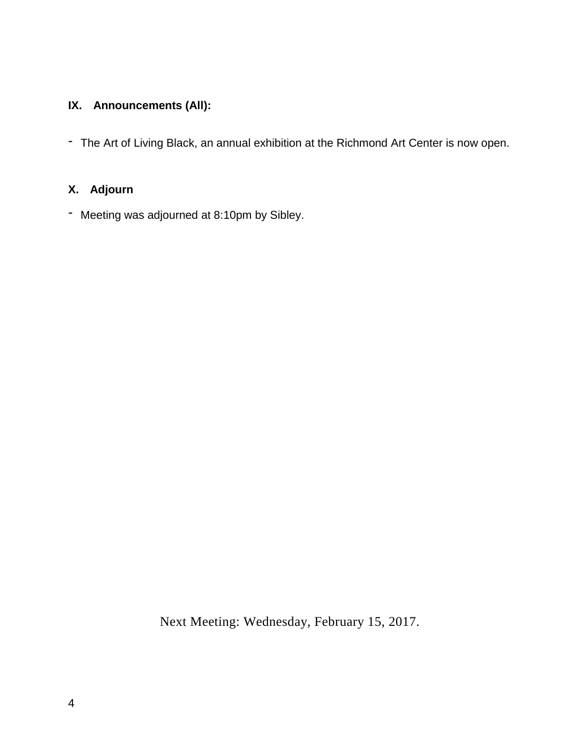**IX. Announcements (All):**

- The Art of Living Black, an annual exhibition at the Richmond Art Center is now open.

**X. Adjourn**

- Meeting was adjourned at 8:10pm by Sibley.

Next Meeting: Wednesday, February 15, 2017.